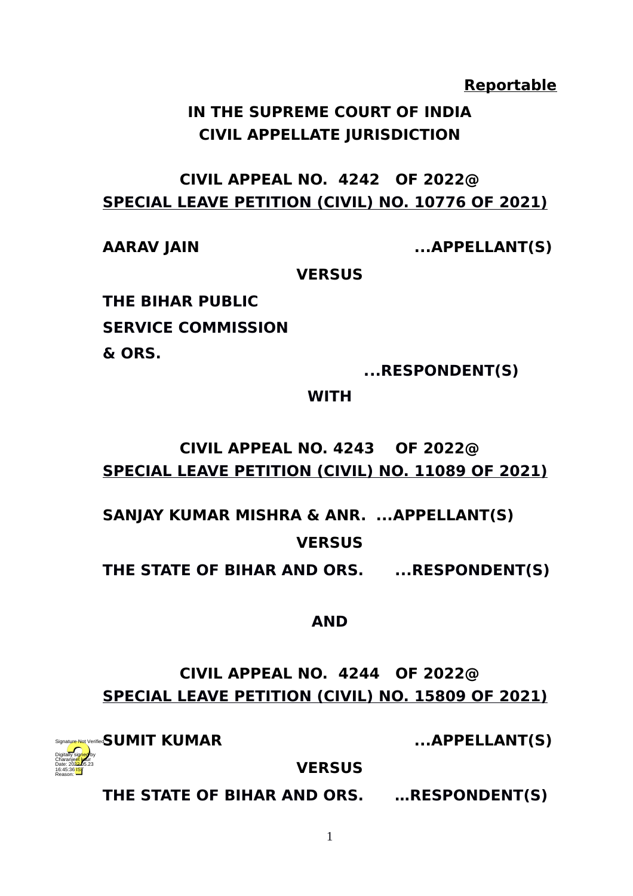**Reportable**

**IN THE SUPREME COURT OF INDIA**
**CIVIL APPELLATE JURISDICTION**

**CIVIL APPEAL NO. 4242 OF 2022@**
**SPECIAL LEAVE PETITION (CIVIL) NO. 10776 OF 2021)**

**AARAV JAIN ...APPELLANT(S)**

**VERSUS**

**THE BIHAR PUBLIC SERVICE COMMISSION & ORS. ...RESPONDENT(S)**

**WITH**

**CIVIL APPEAL NO. 4243 OF 2022@**
**SPECIAL LEAVE PETITION (CIVIL) NO. 11089 OF 2021)**

**SANJAY KUMAR MISHRA & ANR. ...APPELLANT(S)**

**VERSUS**

**THE STATE OF BIHAR AND ORS. ...RESPONDENT(S)**

**AND**

**CIVIL APPEAL NO. 4244 OF 2022@**
**SPECIAL LEAVE PETITION (CIVIL) NO. 15809 OF 2021)**

**SUMIT KUMAR ...APPELLANT(S)**

**VERSUS**

**THE STATE OF BIHAR AND ORS. …RESPONDENT(S)**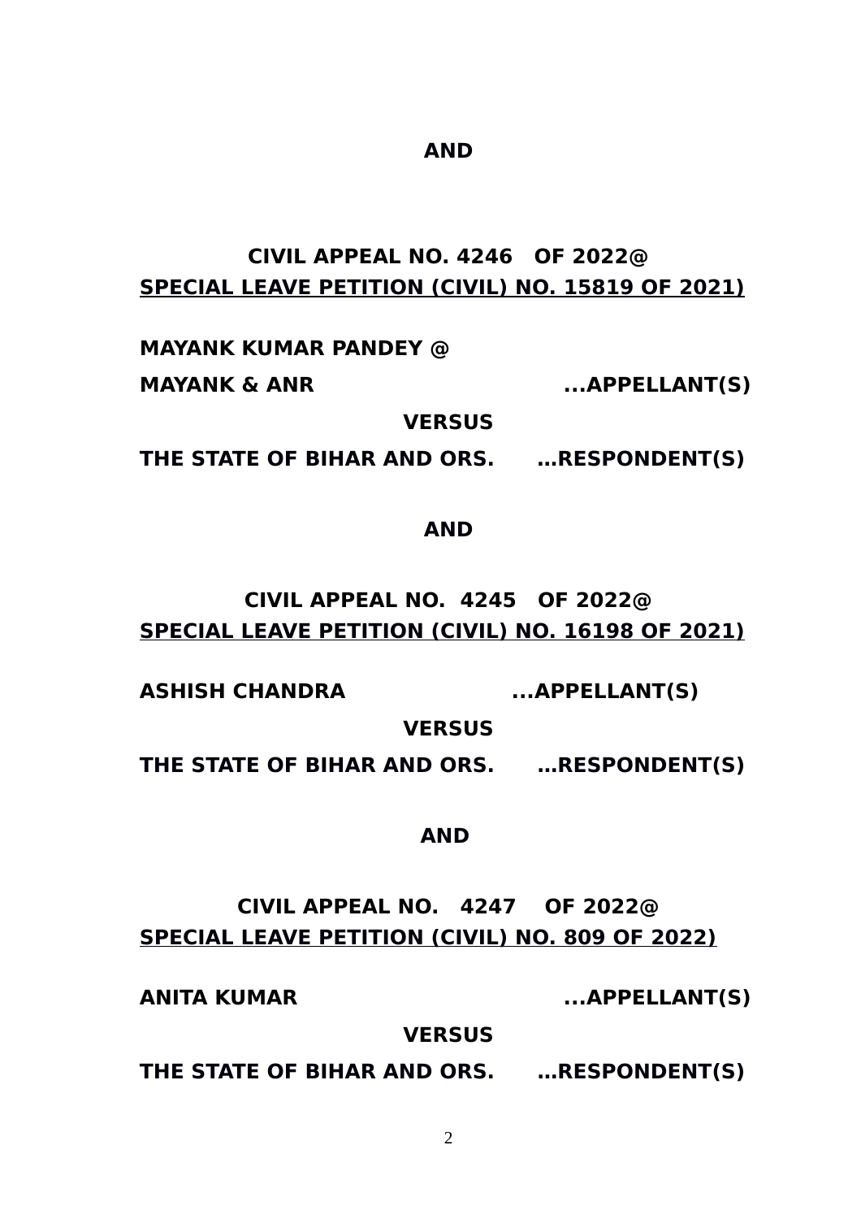**AND**

**CIVIL APPEAL NO. 4246 OF 2022@**
**SPECIAL LEAVE PETITION (CIVIL) NO. 15819 OF 2021)**

**MAYANK KUMAR PANDEY @**
**MAYANK & ANR ...APPELLANT(S)**

**VERSUS**

**THE STATE OF BIHAR AND ORS. …RESPONDENT(S)**

**AND**

**CIVIL APPEAL NO. 4245 OF 2022@**
**SPECIAL LEAVE PETITION (CIVIL) NO. 16198 OF 2021)**

**ASHISH CHANDRA ...APPELLANT(S)**

**VERSUS**

**THE STATE OF BIHAR AND ORS. …RESPONDENT(S)**

**AND**

**CIVIL APPEAL NO. 4247 OF 2022@**
**SPECIAL LEAVE PETITION (CIVIL) NO. 809 OF 2022)**

**ANITA KUMAR ...APPELLANT(S)**

**VERSUS**

**THE STATE OF BIHAR AND ORS. …RESPONDENT(S)**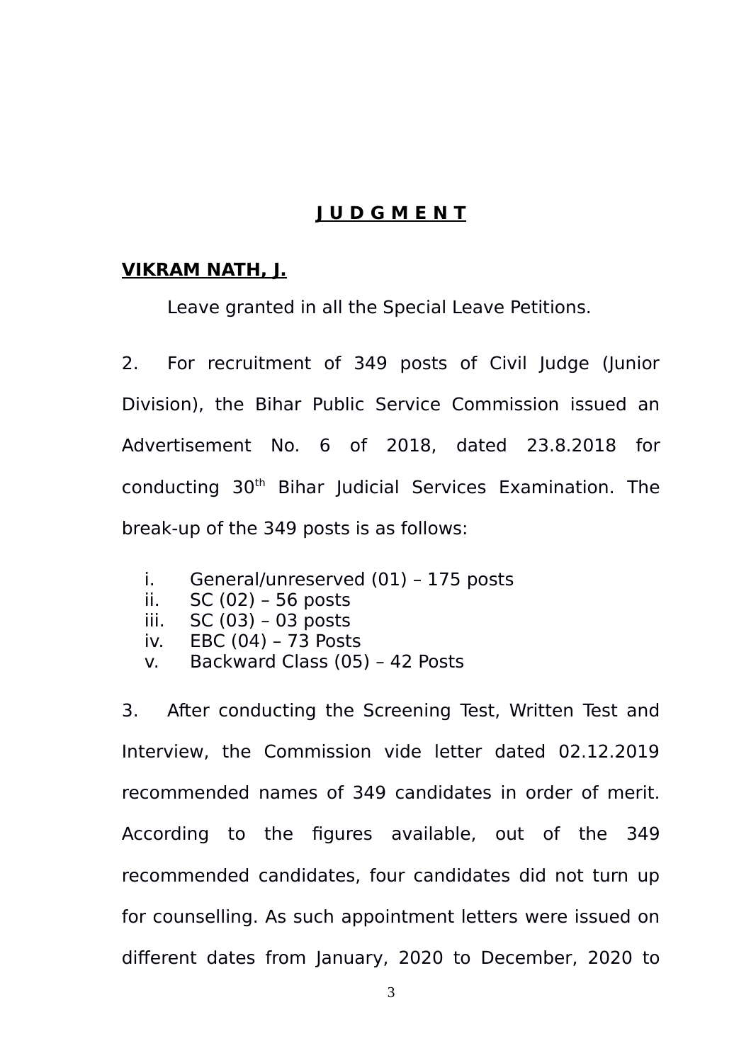## **JUDGMENT**

**VIKRAM NATH, J.**

Leave granted in all the Special Leave Petitions.

2. For recruitment of 349 posts of Civil Judge (Junior Division), the Bihar Public Service Commission issued an Advertisement No. 6 of 2018, dated 23.8.2018 for conducting 30th Bihar Judicial Services Examination. The break-up of the 349 posts is as follows:

i. General/unreserved (01) – 175 posts
ii. SC (02) – 56 posts
iii. SC (03) – 03 posts
iv. EBC (04) – 73 Posts
v. Backward Class (05) – 42 Posts

3. After conducting the Screening Test, Written Test and Interview, the Commission vide letter dated 02.12.2019 recommended names of 349 candidates in order of merit. According to the figures available, out of the 349 recommended candidates, four candidates did not turn up for counselling. As such appointment letters were issued on different dates from January, 2020 to December, 2020 to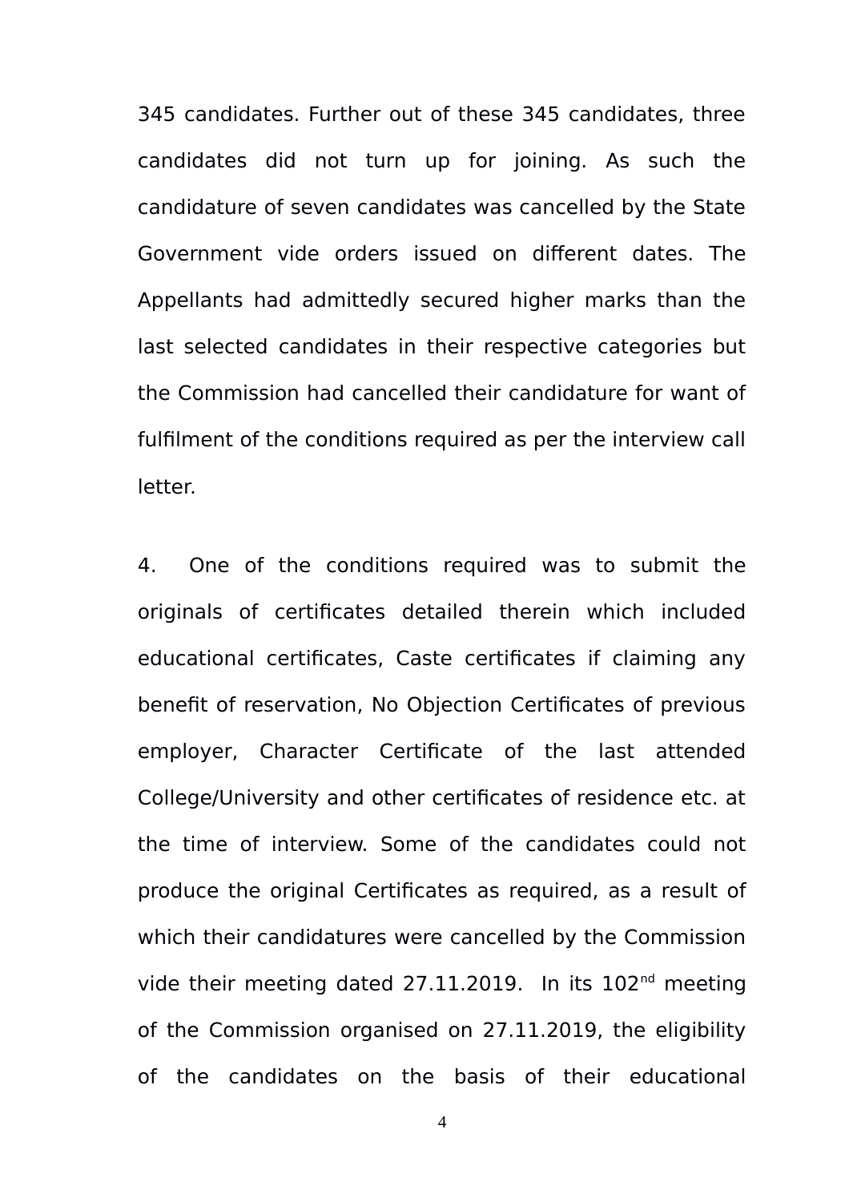345 candidates. Further out of these 345 candidates, three candidates did not turn up for joining. As such the candidature of seven candidates was cancelled by the State Government vide orders issued on different dates. The Appellants had admittedly secured higher marks than the last selected candidates in their respective categories but the Commission had cancelled their candidature for want of fulfilment of the conditions required as per the interview call letter.

4. One of the conditions required was to submit the originals of certificates detailed therein which included educational certificates, Caste certificates if claiming any benefit of reservation, No Objection Certificates of previous employer, Character Certificate of the last attended College/University and other certificates of residence etc. at the time of interview. Some of the candidates could not produce the original Certificates as required, as a result of which their candidatures were cancelled by the Commission vide their meeting dated 27.11.2019. In its 102nd meeting of the Commission organised on 27.11.2019, the eligibility of the candidates on the basis of their educational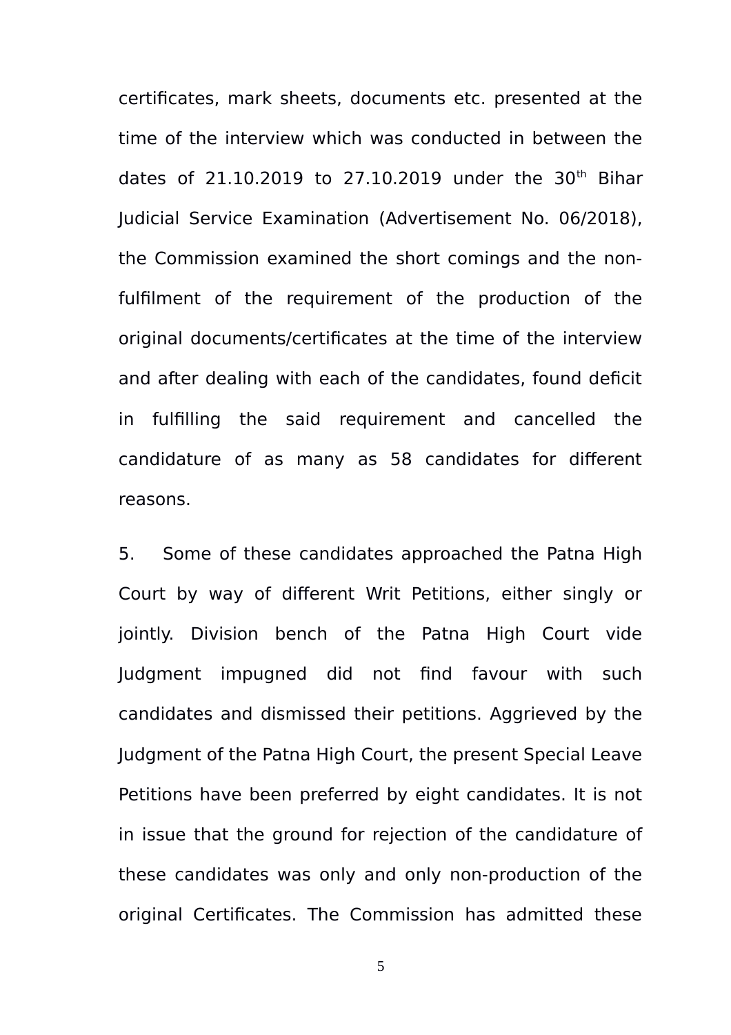certificates, mark sheets, documents etc. presented at the time of the interview which was conducted in between the dates of 21.10.2019 to 27.10.2019 under the 30th Bihar Judicial Service Examination (Advertisement No. 06/2018), the Commission examined the short comings and the non-fulfilment of the requirement of the production of the original documents/certificates at the time of the interview and after dealing with each of the candidates, found deficit in fulfilling the said requirement and cancelled the candidature of as many as 58 candidates for different reasons.

5. Some of these candidates approached the Patna High Court by way of different Writ Petitions, either singly or jointly. Division bench of the Patna High Court vide Judgment impugned did not find favour with such candidates and dismissed their petitions. Aggrieved by the Judgment of the Patna High Court, the present Special Leave Petitions have been preferred by eight candidates. It is not in issue that the ground for rejection of the candidature of these candidates was only and only non-production of the original Certificates. The Commission has admitted these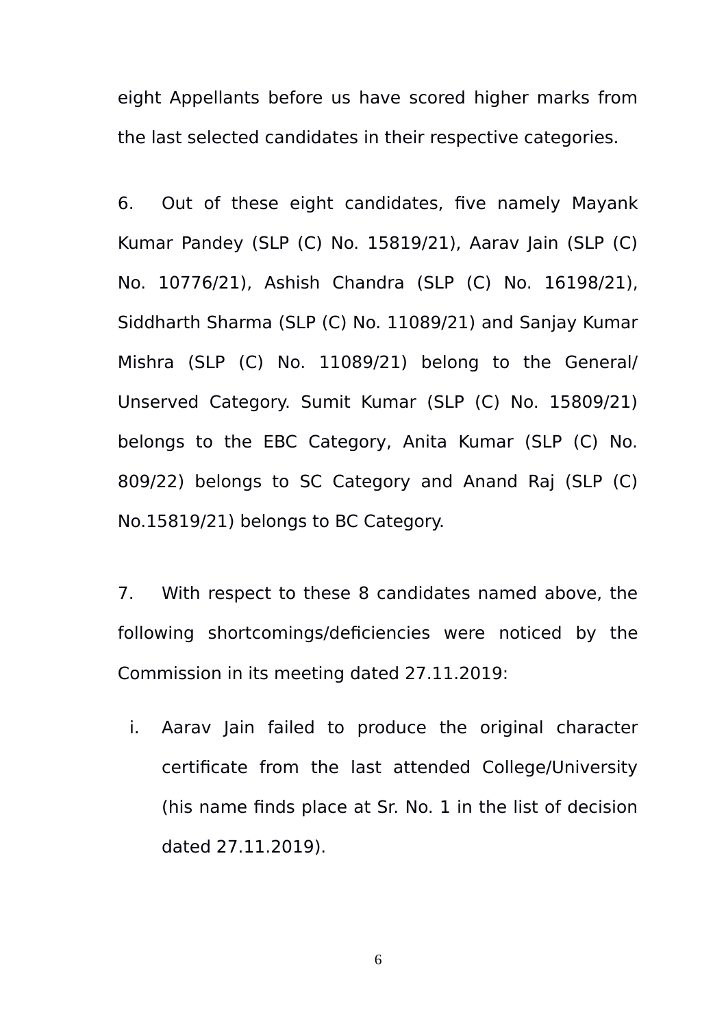eight Appellants before us have scored higher marks from the last selected candidates in their respective categories.

6. Out of these eight candidates, five namely Mayank Kumar Pandey (SLP (C) No. 15819/21), Aarav Jain (SLP (C) No. 10776/21), Ashish Chandra (SLP (C) No. 16198/21), Siddharth Sharma (SLP (C) No. 11089/21) and Sanjay Kumar Mishra (SLP (C) No. 11089/21) belong to the General/ Unserved Category. Sumit Kumar (SLP (C) No. 15809/21) belongs to the EBC Category, Anita Kumar (SLP (C) No. 809/22) belongs to SC Category and Anand Raj (SLP (C) No.15819/21) belongs to BC Category.

7. With respect to these 8 candidates named above, the following shortcomings/deficiencies were noticed by the Commission in its meeting dated 27.11.2019:

i. Aarav Jain failed to produce the original character certificate from the last attended College/University (his name finds place at Sr. No. 1 in the list of decision dated 27.11.2019).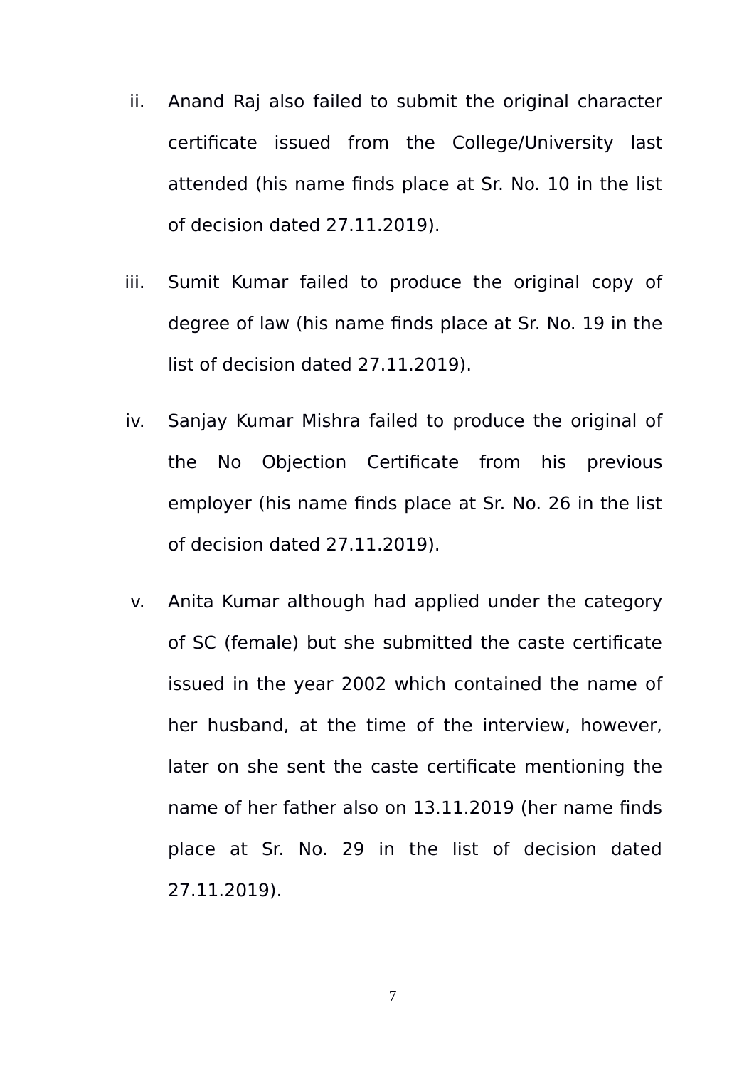ii. Anand Raj also failed to submit the original character certificate issued from the College/University last attended (his name finds place at Sr. No. 10 in the list of decision dated 27.11.2019).

iii. Sumit Kumar failed to produce the original copy of degree of law (his name finds place at Sr. No. 19 in the list of decision dated 27.11.2019).

iv. Sanjay Kumar Mishra failed to produce the original of the No Objection Certificate from his previous employer (his name finds place at Sr. No. 26 in the list of decision dated 27.11.2019).

v. Anita Kumar although had applied under the category of SC (female) but she submitted the caste certificate issued in the year 2002 which contained the name of her husband, at the time of the interview, however, later on she sent the caste certificate mentioning the name of her father also on 13.11.2019 (her name finds place at Sr. No. 29 in the list of decision dated 27.11.2019).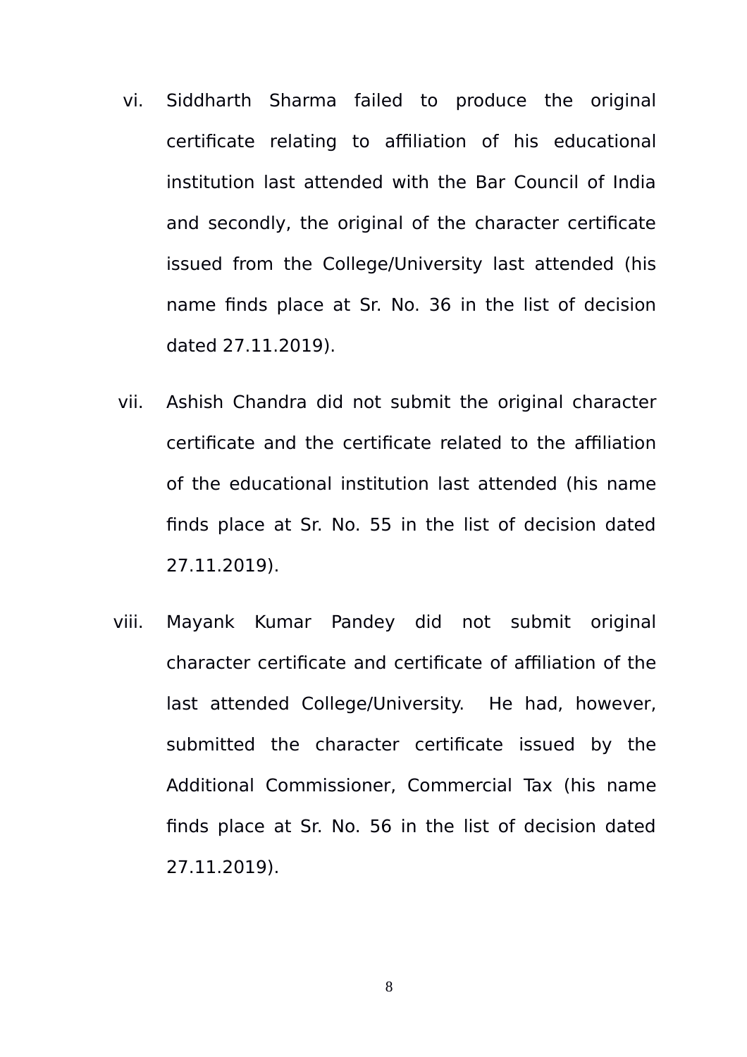vi. Siddharth Sharma failed to produce the original certificate relating to affiliation of his educational institution last attended with the Bar Council of India and secondly, the original of the character certificate issued from the College/University last attended (his name finds place at Sr. No. 36 in the list of decision dated 27.11.2019).

vii. Ashish Chandra did not submit the original character certificate and the certificate related to the affiliation of the educational institution last attended (his name finds place at Sr. No. 55 in the list of decision dated 27.11.2019).

viii. Mayank Kumar Pandey did not submit original character certificate and certificate of affiliation of the last attended College/University. He had, however, submitted the character certificate issued by the Additional Commissioner, Commercial Tax (his name finds place at Sr. No. 56 in the list of decision dated 27.11.2019).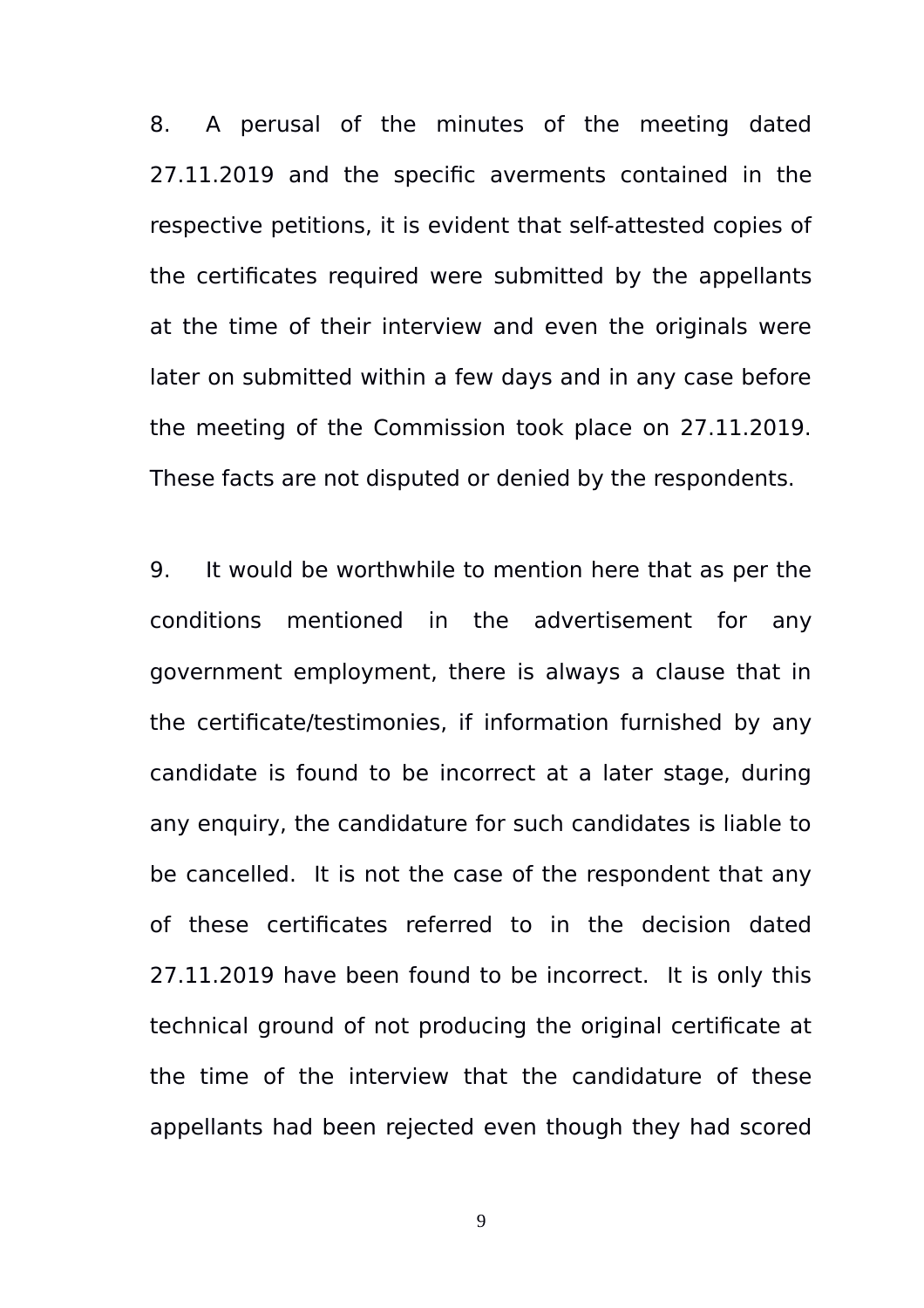8. A perusal of the minutes of the meeting dated 27.11.2019 and the specific averments contained in the respective petitions, it is evident that self-attested copies of the certificates required were submitted by the appellants at the time of their interview and even the originals were later on submitted within a few days and in any case before the meeting of the Commission took place on 27.11.2019. These facts are not disputed or denied by the respondents.

9. It would be worthwhile to mention here that as per the conditions mentioned in the advertisement for any government employment, there is always a clause that in the certificate/testimonies, if information furnished by any candidate is found to be incorrect at a later stage, during any enquiry, the candidature for such candidates is liable to be cancelled. It is not the case of the respondent that any of these certificates referred to in the decision dated 27.11.2019 have been found to be incorrect. It is only this technical ground of not producing the original certificate at the time of the interview that the candidature of these appellants had been rejected even though they had scored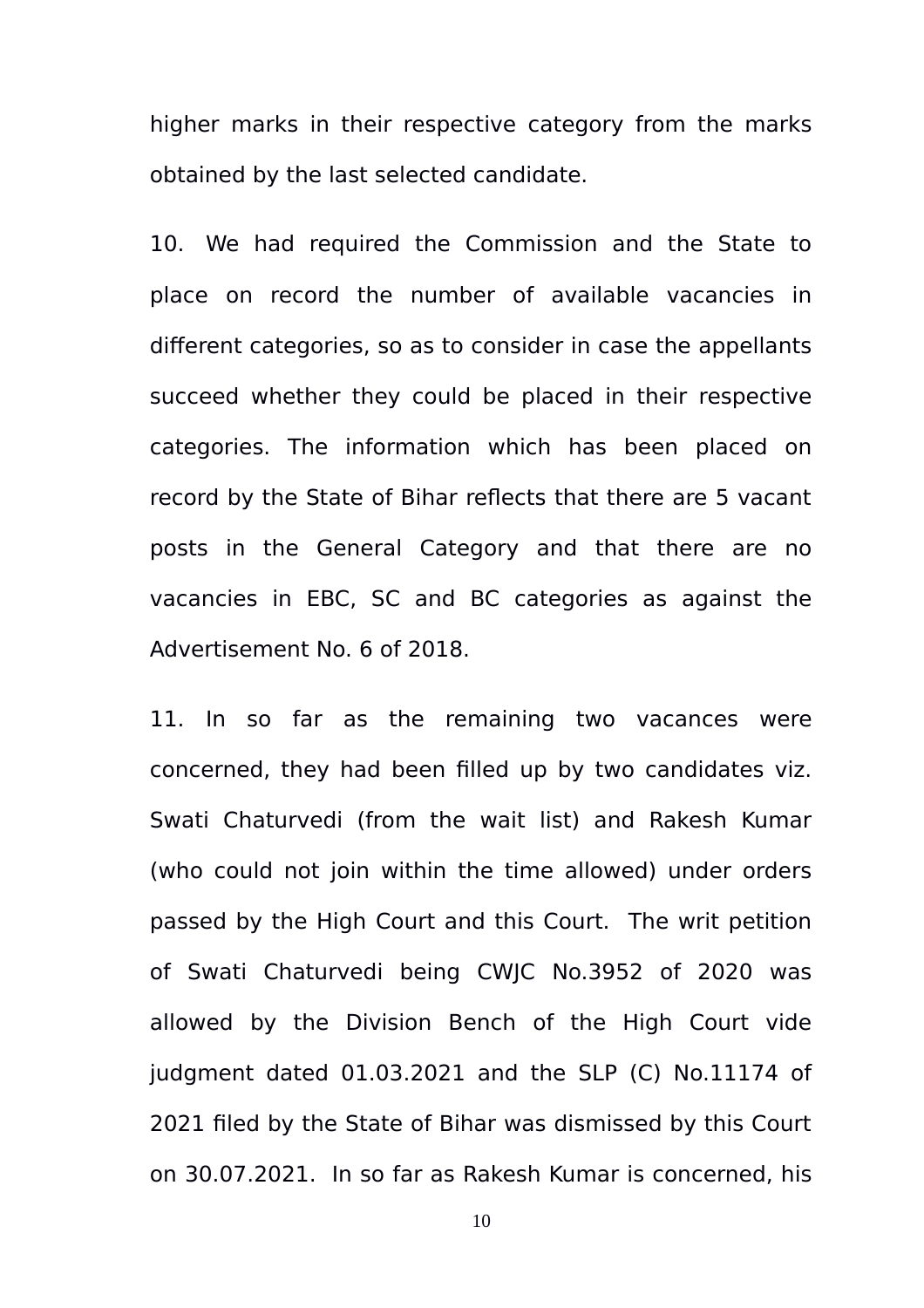higher marks in their respective category from the marks obtained by the last selected candidate.

10. We had required the Commission and the State to place on record the number of available vacancies in different categories, so as to consider in case the appellants succeed whether they could be placed in their respective categories. The information which has been placed on record by the State of Bihar reflects that there are 5 vacant posts in the General Category and that there are no vacancies in EBC, SC and BC categories as against the Advertisement No. 6 of 2018.

11. In so far as the remaining two vacances were concerned, they had been filled up by two candidates viz. Swati Chaturvedi (from the wait list) and Rakesh Kumar (who could not join within the time allowed) under orders passed by the High Court and this Court. The writ petition of Swati Chaturvedi being CWJC No.3952 of 2020 was allowed by the Division Bench of the High Court vide judgment dated 01.03.2021 and the SLP (C) No.11174 of 2021 filed by the State of Bihar was dismissed by this Court on 30.07.2021. In so far as Rakesh Kumar is concerned, his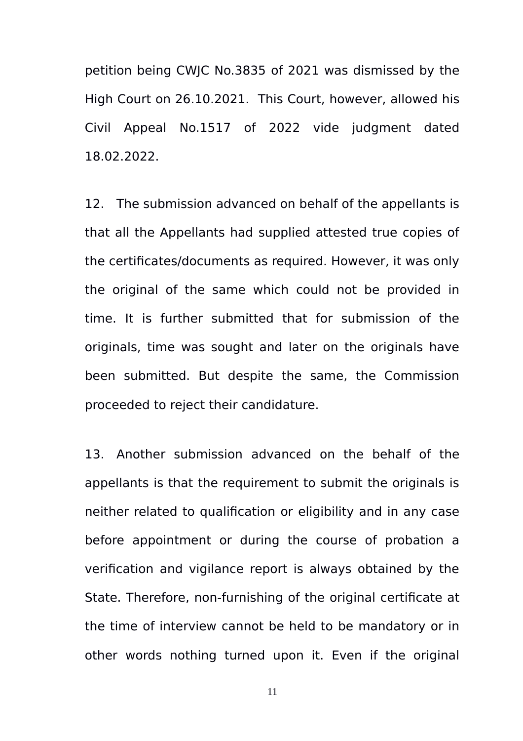petition being CWJC No.3835 of 2021 was dismissed by the High Court on 26.10.2021. This Court, however, allowed his Civil Appeal No.1517 of 2022 vide judgment dated 18.02.2022.

12. The submission advanced on behalf of the appellants is that all the Appellants had supplied attested true copies of the certificates/documents as required. However, it was only the original of the same which could not be provided in time. It is further submitted that for submission of the originals, time was sought and later on the originals have been submitted. But despite the same, the Commission proceeded to reject their candidature.

13. Another submission advanced on the behalf of the appellants is that the requirement to submit the originals is neither related to qualification or eligibility and in any case before appointment or during the course of probation a verification and vigilance report is always obtained by the State. Therefore, non-furnishing of the original certificate at the time of interview cannot be held to be mandatory or in other words nothing turned upon it. Even if the original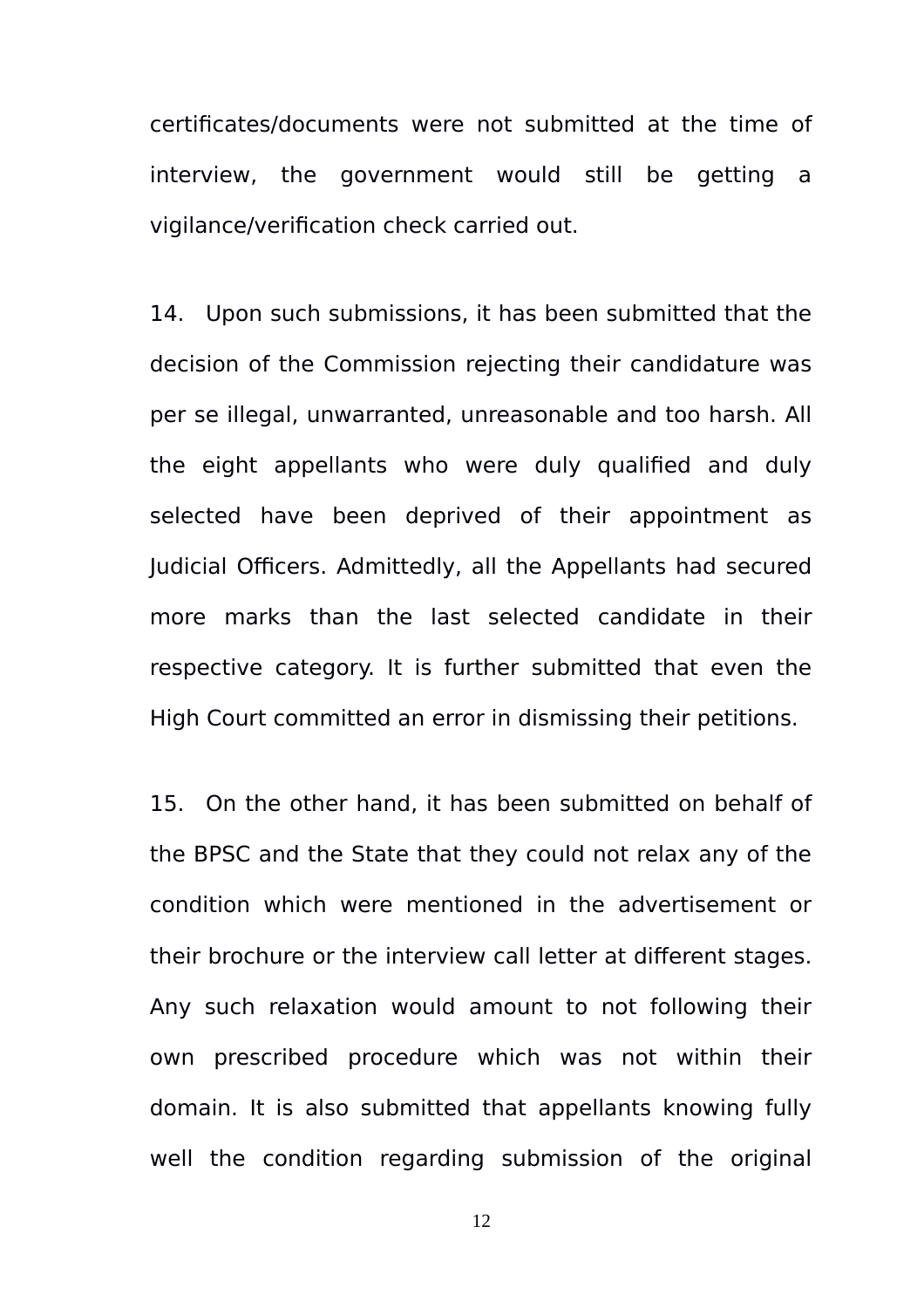certificates/documents were not submitted at the time of interview, the government would still be getting a vigilance/verification check carried out.

14. Upon such submissions, it has been submitted that the decision of the Commission rejecting their candidature was per se illegal, unwarranted, unreasonable and too harsh. All the eight appellants who were duly qualified and duly selected have been deprived of their appointment as Judicial Officers. Admittedly, all the Appellants had secured more marks than the last selected candidate in their respective category. It is further submitted that even the High Court committed an error in dismissing their petitions.

15. On the other hand, it has been submitted on behalf of the BPSC and the State that they could not relax any of the condition which were mentioned in the advertisement or their brochure or the interview call letter at different stages. Any such relaxation would amount to not following their own prescribed procedure which was not within their domain. It is also submitted that appellants knowing fully well the condition regarding submission of the original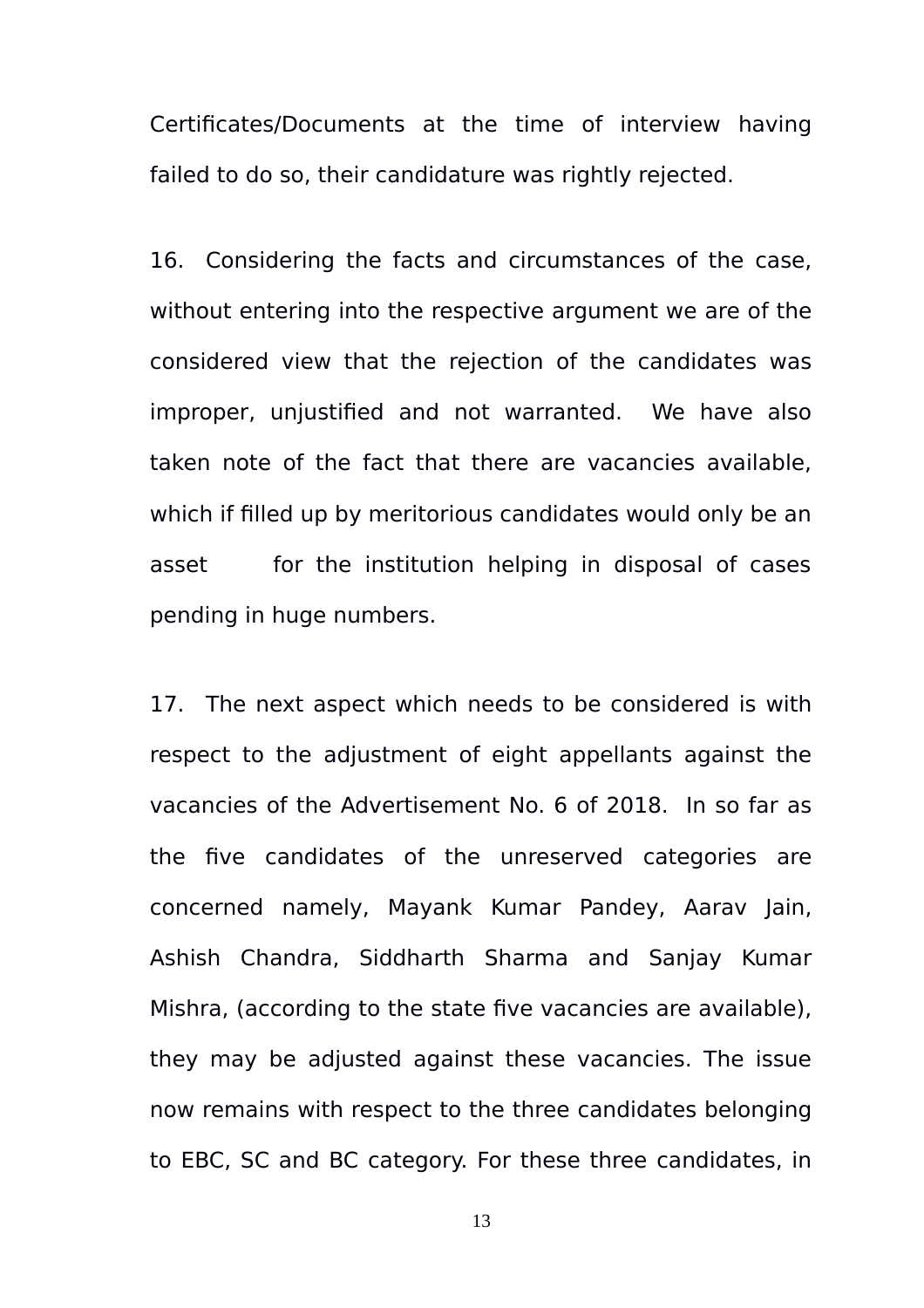Certificates/Documents at the time of interview having failed to do so, their candidature was rightly rejected.

16. Considering the facts and circumstances of the case, without entering into the respective argument we are of the considered view that the rejection of the candidates was improper, unjustified and not warranted. We have also taken note of the fact that there are vacancies available, which if filled up by meritorious candidates would only be an asset for the institution helping in disposal of cases pending in huge numbers.

17. The next aspect which needs to be considered is with respect to the adjustment of eight appellants against the vacancies of the Advertisement No. 6 of 2018. In so far as the five candidates of the unreserved categories are concerned namely, Mayank Kumar Pandey, Aarav Jain, Ashish Chandra, Siddharth Sharma and Sanjay Kumar Mishra, (according to the state five vacancies are available), they may be adjusted against these vacancies. The issue now remains with respect to the three candidates belonging to EBC, SC and BC category. For these three candidates, in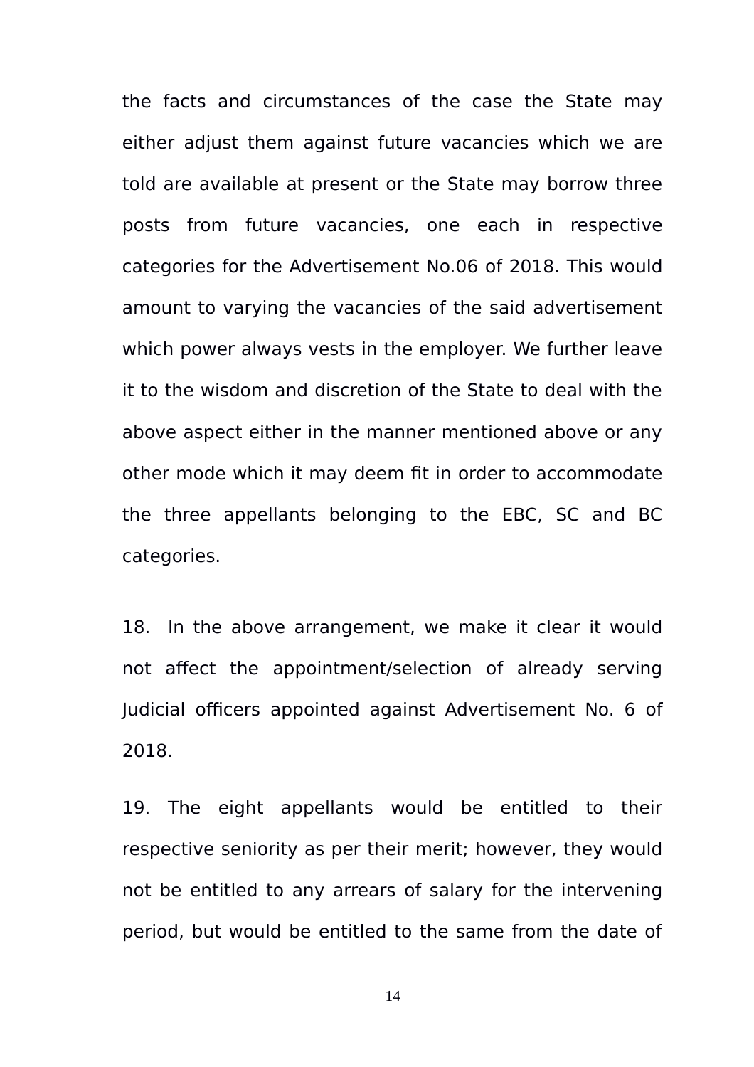the facts and circumstances of the case the State may either adjust them against future vacancies which we are told are available at present or the State may borrow three posts from future vacancies, one each in respective categories for the Advertisement No.06 of 2018. This would amount to varying the vacancies of the said advertisement which power always vests in the employer. We further leave it to the wisdom and discretion of the State to deal with the above aspect either in the manner mentioned above or any other mode which it may deem fit in order to accommodate the three appellants belonging to the EBC, SC and BC categories.

18. In the above arrangement, we make it clear it would not affect the appointment/selection of already serving Judicial officers appointed against Advertisement No. 6 of 2018.

19. The eight appellants would be entitled to their respective seniority as per their merit; however, they would not be entitled to any arrears of salary for the intervening period, but would be entitled to the same from the date of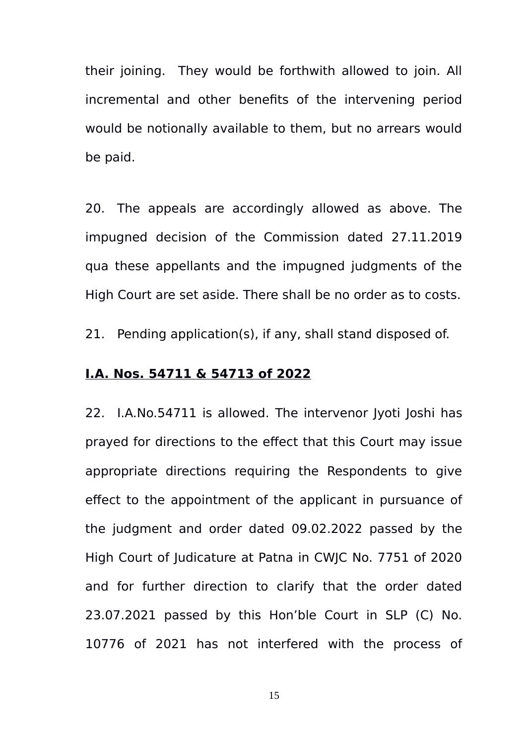their joining. They would be forthwith allowed to join. All incremental and other benefits of the intervening period would be notionally available to them, but no arrears would be paid.

20. The appeals are accordingly allowed as above. The impugned decision of the Commission dated 27.11.2019 qua these appellants and the impugned judgments of the High Court are set aside. There shall be no order as to costs.

21. Pending application(s), if any, shall stand disposed of.

**I.A. Nos. 54711 & 54713 of 2022**

22. I.A.No.54711 is allowed. The intervenor Jyoti Joshi has prayed for directions to the effect that this Court may issue appropriate directions requiring the Respondents to give effect to the appointment of the applicant in pursuance of the judgment and order dated 09.02.2022 passed by the High Court of Judicature at Patna in CWJC No. 7751 of 2020 and for further direction to clarify that the order dated 23.07.2021 passed by this Hon'ble Court in SLP (C) No. 10776 of 2021 has not interfered with the process of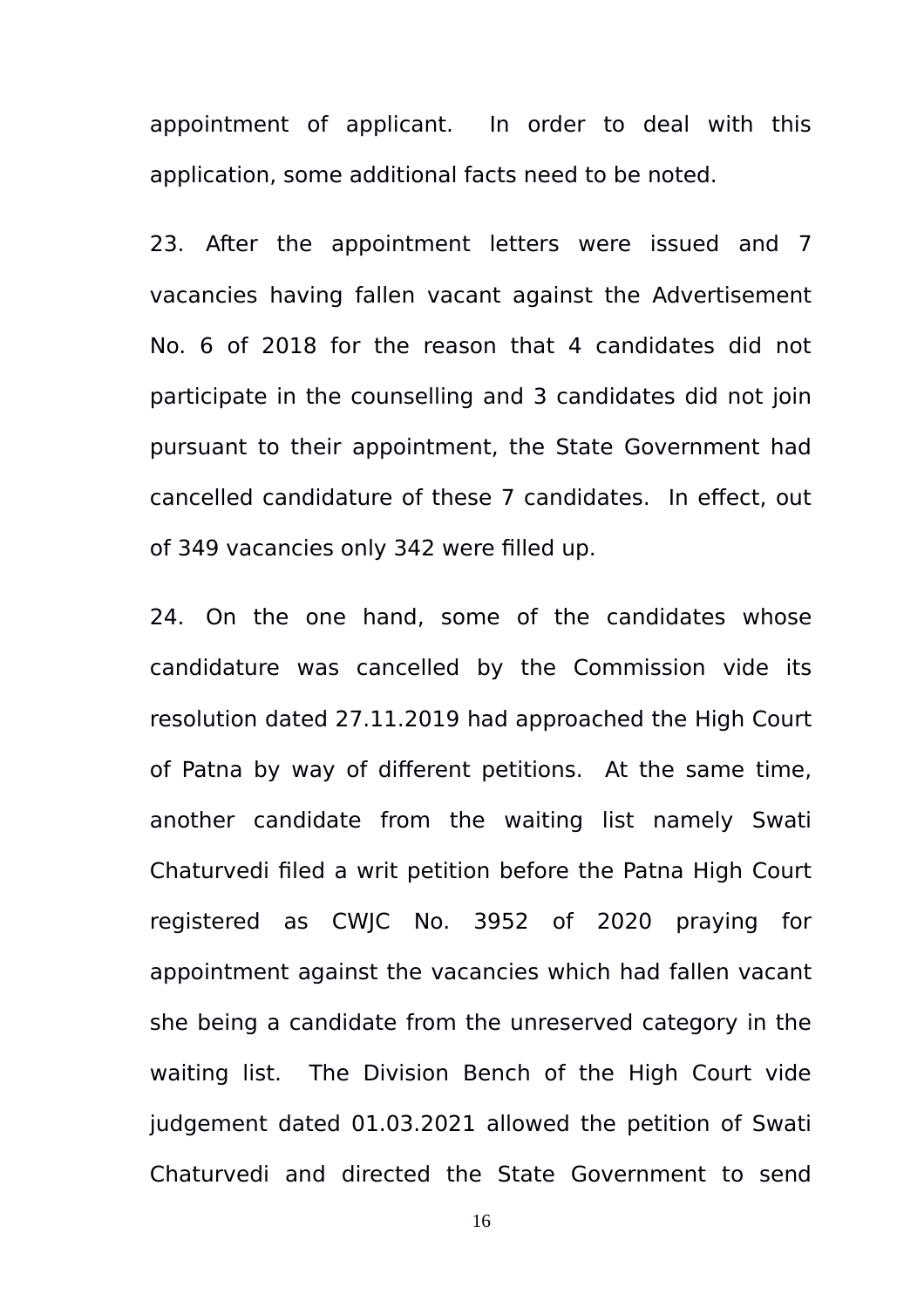appointment of applicant. In order to deal with this application, some additional facts need to be noted.

23. After the appointment letters were issued and 7 vacancies having fallen vacant against the Advertisement No. 6 of 2018 for the reason that 4 candidates did not participate in the counselling and 3 candidates did not join pursuant to their appointment, the State Government had cancelled candidature of these 7 candidates. In effect, out of 349 vacancies only 342 were filled up.

24. On the one hand, some of the candidates whose candidature was cancelled by the Commission vide its resolution dated 27.11.2019 had approached the High Court of Patna by way of different petitions. At the same time, another candidate from the waiting list namely Swati Chaturvedi filed a writ petition before the Patna High Court registered as CWJC No. 3952 of 2020 praying for appointment against the vacancies which had fallen vacant she being a candidate from the unreserved category in the waiting list. The Division Bench of the High Court vide judgement dated 01.03.2021 allowed the petition of Swati Chaturvedi and directed the State Government to send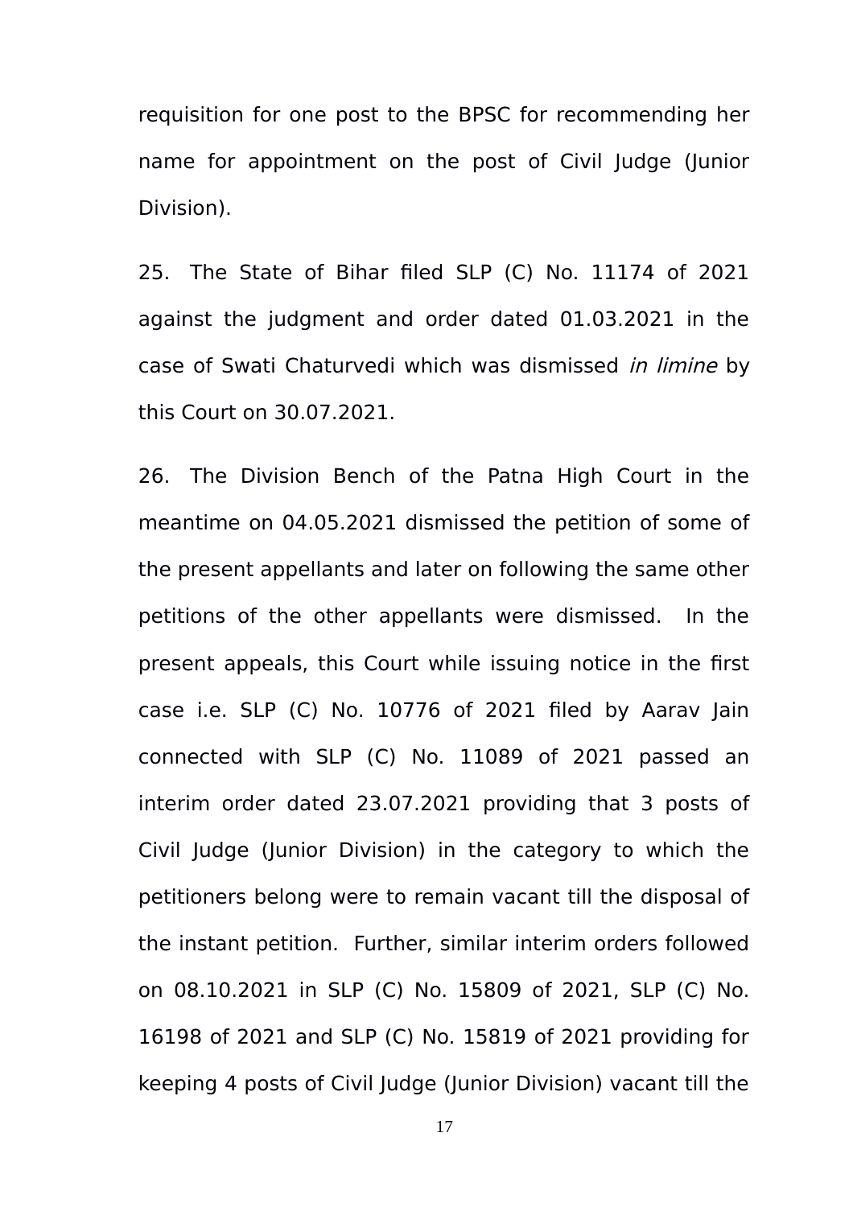requisition for one post to the BPSC for recommending her name for appointment on the post of Civil Judge (Junior Division).

25. The State of Bihar filed SLP (C) No. 11174 of 2021 against the judgment and order dated 01.03.2021 in the case of Swati Chaturvedi which was dismissed *in limine* by this Court on 30.07.2021.

26. The Division Bench of the Patna High Court in the meantime on 04.05.2021 dismissed the petition of some of the present appellants and later on following the same other petitions of the other appellants were dismissed. In the present appeals, this Court while issuing notice in the first case i.e. SLP (C) No. 10776 of 2021 filed by Aarav Jain connected with SLP (C) No. 11089 of 2021 passed an interim order dated 23.07.2021 providing that 3 posts of Civil Judge (Junior Division) in the category to which the petitioners belong were to remain vacant till the disposal of the instant petition. Further, similar interim orders followed on 08.10.2021 in SLP (C) No. 15809 of 2021, SLP (C) No. 16198 of 2021 and SLP (C) No. 15819 of 2021 providing for keeping 4 posts of Civil Judge (Junior Division) vacant till the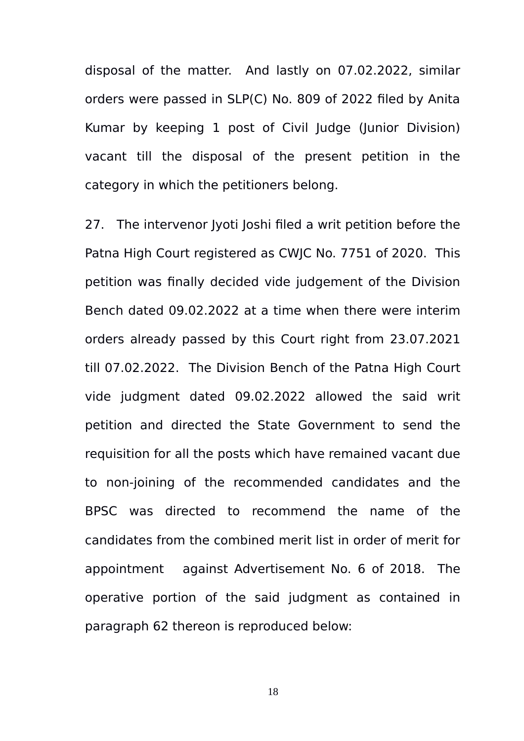disposal of the matter. And lastly on 07.02.2022, similar orders were passed in SLP(C) No. 809 of 2022 filed by Anita Kumar by keeping 1 post of Civil Judge (Junior Division) vacant till the disposal of the present petition in the category in which the petitioners belong.

27. The intervenor Jyoti Joshi filed a writ petition before the Patna High Court registered as CWJC No. 7751 of 2020. This petition was finally decided vide judgement of the Division Bench dated 09.02.2022 at a time when there were interim orders already passed by this Court right from 23.07.2021 till 07.02.2022. The Division Bench of the Patna High Court vide judgment dated 09.02.2022 allowed the said writ petition and directed the State Government to send the requisition for all the posts which have remained vacant due to non-joining of the recommended candidates and the BPSC was directed to recommend the name of the candidates from the combined merit list in order of merit for appointment against Advertisement No. 6 of 2018. The operative portion of the said judgment as contained in paragraph 62 thereon is reproduced below: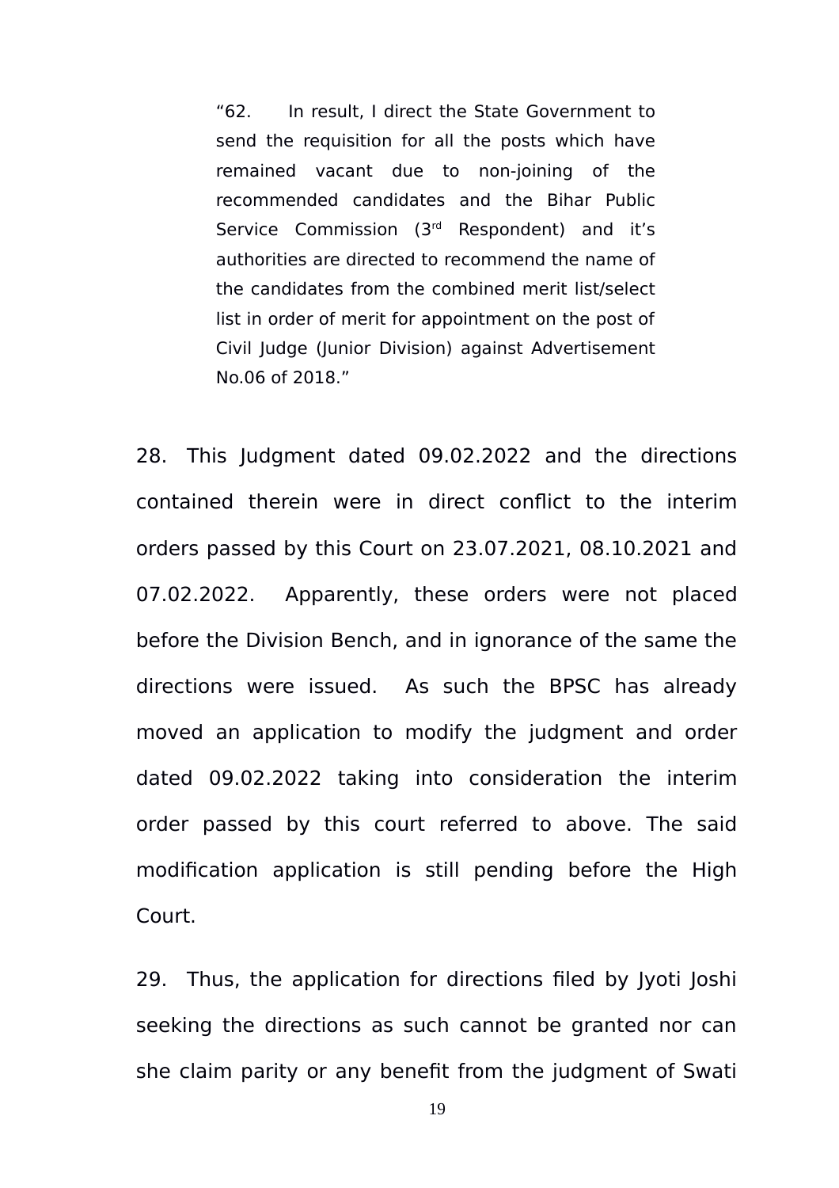> "62. In result, I direct the State Government to send the requisition for all the posts which have remained vacant due to non-joining of the recommended candidates and the Bihar Public Service Commission (3rd Respondent) and it's authorities are directed to recommend the name of the candidates from the combined merit list/select list in order of merit for appointment on the post of Civil Judge (Junior Division) against Advertisement No.06 of 2018."

28. This Judgment dated 09.02.2022 and the directions contained therein were in direct conflict to the interim orders passed by this Court on 23.07.2021, 08.10.2021 and 07.02.2022. Apparently, these orders were not placed before the Division Bench, and in ignorance of the same the directions were issued. As such the BPSC has already moved an application to modify the judgment and order dated 09.02.2022 taking into consideration the interim order passed by this court referred to above. The said modification application is still pending before the High Court.

29. Thus, the application for directions filed by Jyoti Joshi seeking the directions as such cannot be granted nor can she claim parity or any benefit from the judgment of Swati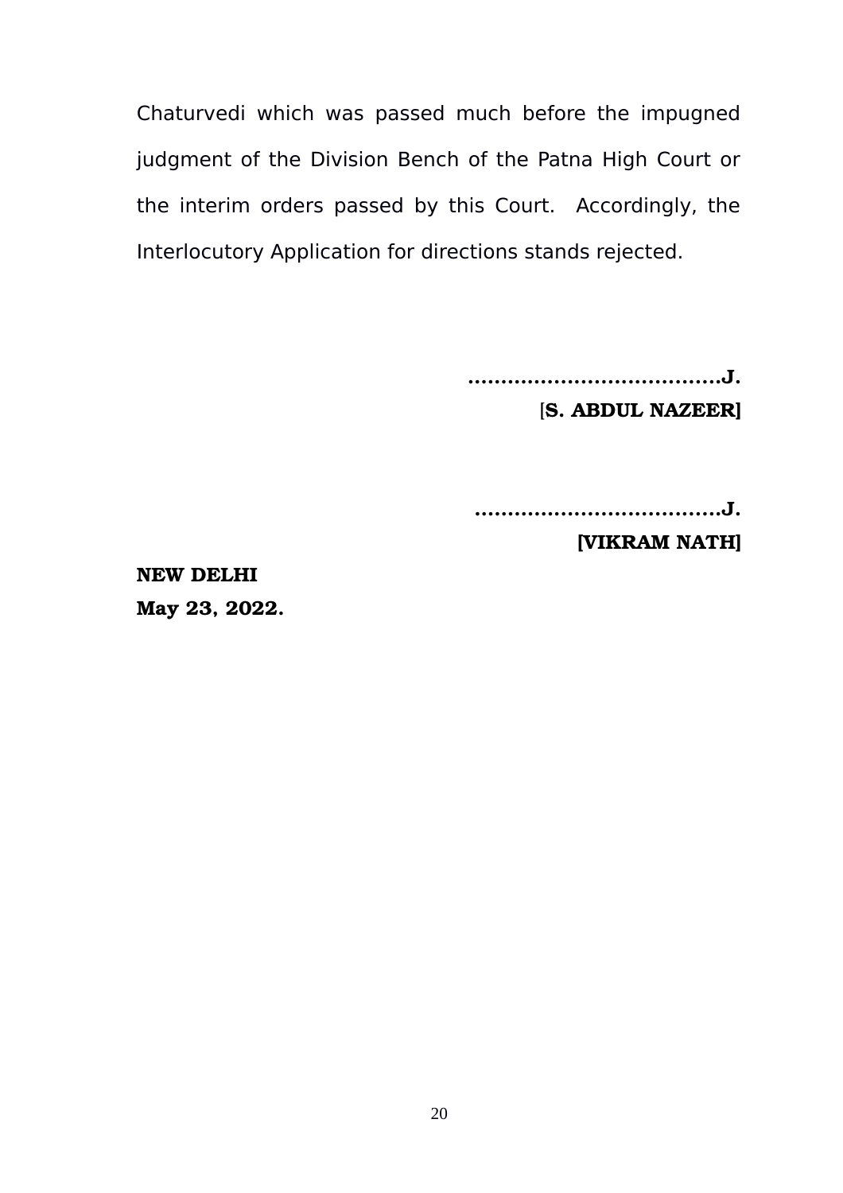Chaturvedi which was passed much before the impugned judgment of the Division Bench of the Patna High Court or the interim orders passed by this Court. Accordingly, the Interlocutory Application for directions stands rejected.

**………………………………..J.**
**[S. ABDUL NAZEER]**

**……………………………….J.**
**[VIKRAM NATH]**

**NEW DELHI**
**May 23, 2022.**